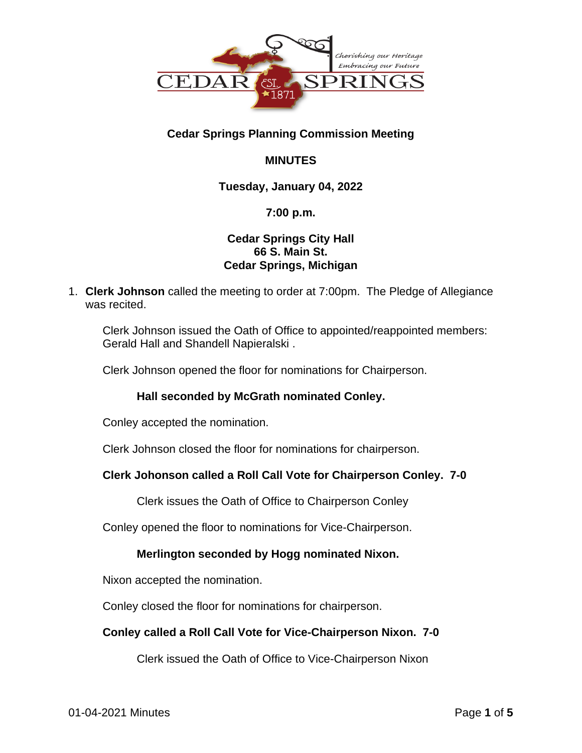**Cedar Springs Planning Commission Meeting**

**MINUTES**

**Tuesday, January 04, 2022**

**7:00 p.m.**

**Cedar Springs City Hall**
**66 S. Main St.**
**Cedar Springs, Michigan**

1. **Clerk Johnson** called the meeting to order at 7:00pm. The Pledge of Allegiance was recited.

   Clerk Johnson issued the Oath of Office to appointed/reappointed members: Gerald Hall and Shandell Napieralski .

   Clerk Johnson opened the floor for nominations for Chairperson.

   **Hall seconded by McGrath nominated Conley.**

   Conley accepted the nomination.

   Clerk Johnson closed the floor for nominations for chairperson.

   **Clerk Johonson called a Roll Call Vote for Chairperson Conley. 7-0**

   Clerk issues the Oath of Office to Chairperson Conley

   Conley opened the floor to nominations for Vice-Chairperson.

   **Merlington seconded by Hogg nominated Nixon.**

   Nixon accepted the nomination.

   Conley closed the floor for nominations for chairperson.

   **Conley called a Roll Call Vote for Vice-Chairperson Nixon. 7-0**

   Clerk issued the Oath of Office to Vice-Chairperson Nixon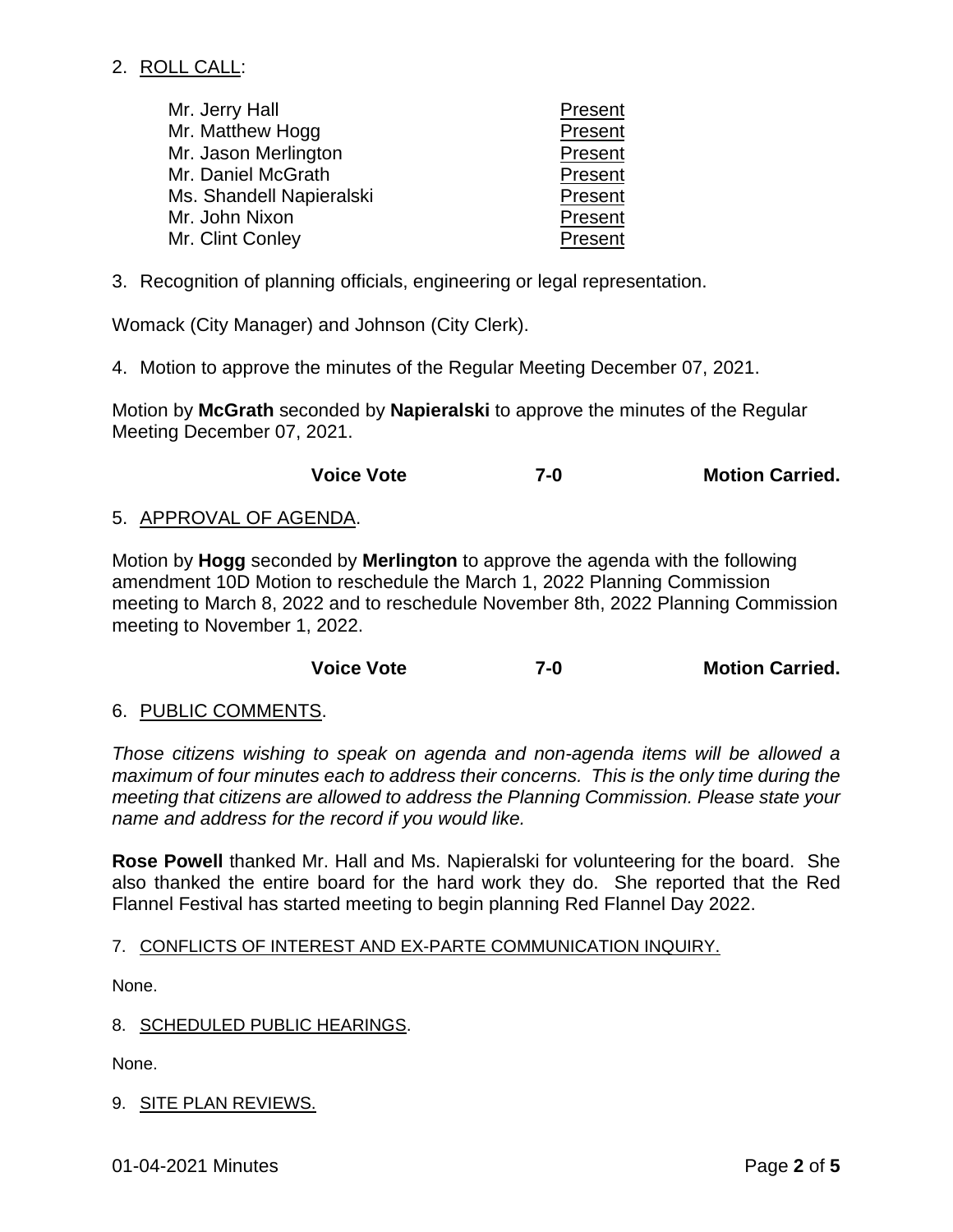2. ROLL CALL:

| | |
|---|---|
| Mr. Jerry Hall | Present |
| Mr. Matthew Hogg | Present |
| Mr. Jason Merlington | Present |
| Mr. Daniel McGrath | Present |
| Ms. Shandell Napieralski | Present |
| Mr. John Nixon | Present |
| Mr. Clint Conley | Present |

3. Recognition of planning officials, engineering or legal representation.

Womack (City Manager) and Johnson (City Clerk).

4. Motion to approve the minutes of the Regular Meeting December 07, 2021.

Motion by **McGrath** seconded by **Napieralski** to approve the minutes of the Regular Meeting December 07, 2021.

**Voice Vote 7-0 Motion Carried.**

5. APPROVAL OF AGENDA.

Motion by **Hogg** seconded by **Merlington** to approve the agenda with the following amendment 10D Motion to reschedule the March 1, 2022 Planning Commission meeting to March 8, 2022 and to reschedule November 8th, 2022 Planning Commission meeting to November 1, 2022.

**Voice Vote 7-0 Motion Carried.**

6. PUBLIC COMMENTS.

*Those citizens wishing to speak on agenda and non-agenda items will be allowed a maximum of four minutes each to address their concerns. This is the only time during the meeting that citizens are allowed to address the Planning Commission. Please state your name and address for the record if you would like.*

**Rose Powell** thanked Mr. Hall and Ms. Napieralski for volunteering for the board. She also thanked the entire board for the hard work they do. She reported that the Red Flannel Festival has started meeting to begin planning Red Flannel Day 2022.

7. CONFLICTS OF INTEREST AND EX-PARTE COMMUNICATION INQUIRY.

None.

8. SCHEDULED PUBLIC HEARINGS.

None.

9. SITE PLAN REVIEWS.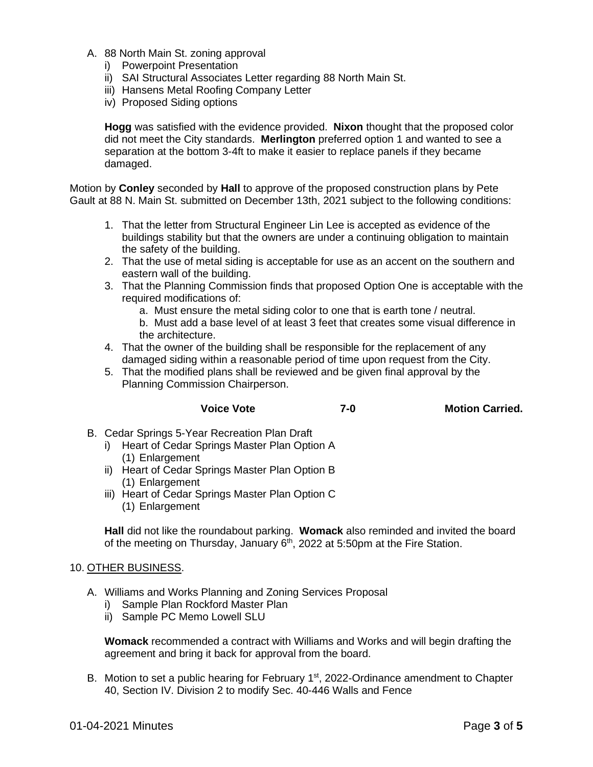A. 88 North Main St. zoning approval
   i) Powerpoint Presentation
   ii) SAI Structural Associates Letter regarding 88 North Main St.
   iii) Hansens Metal Roofing Company Letter
   iv) Proposed Siding options

   **Hogg** was satisfied with the evidence provided. **Nixon** thought that the proposed color did not meet the City standards. **Merlington** preferred option 1 and wanted to see a separation at the bottom 3-4ft to make it easier to replace panels if they became damaged.

Motion by **Conley** seconded by **Hall** to approve of the proposed construction plans by Pete Gault at 88 N. Main St. submitted on December 13th, 2021 subject to the following conditions:

1. That the letter from Structural Engineer Lin Lee is accepted as evidence of the buildings stability but that the owners are under a continuing obligation to maintain the safety of the building.
2. That the use of metal siding is acceptable for use as an accent on the southern and eastern wall of the building.
3. That the Planning Commission finds that proposed Option One is acceptable with the required modifications of:
   a. Must ensure the metal siding color to one that is earth tone / neutral.
   b. Must add a base level of at least 3 feet that creates some visual difference in the architecture.
4. That the owner of the building shall be responsible for the replacement of any damaged siding within a reasonable period of time upon request from the City.
5. That the modified plans shall be reviewed and be given final approval by the Planning Commission Chairperson.

**Voice Vote** **7-0** **Motion Carried.**

B. Cedar Springs 5-Year Recreation Plan Draft
   i) Heart of Cedar Springs Master Plan Option A
      (1) Enlargement
   ii) Heart of Cedar Springs Master Plan Option B
      (1) Enlargement
   iii) Heart of Cedar Springs Master Plan Option C
      (1) Enlargement

   **Hall** did not like the roundabout parking. **Womack** also reminded and invited the board of the meeting on Thursday, January 6th, 2022 at 5:50pm at the Fire Station.

10. OTHER BUSINESS.

A. Williams and Works Planning and Zoning Services Proposal
   i) Sample Plan Rockford Master Plan
   ii) Sample PC Memo Lowell SLU

   **Womack** recommended a contract with Williams and Works and will begin drafting the agreement and bring it back for approval from the board.

B. Motion to set a public hearing for February 1st, 2022-Ordinance amendment to Chapter 40, Section IV. Division 2 to modify Sec. 40-446 Walls and Fence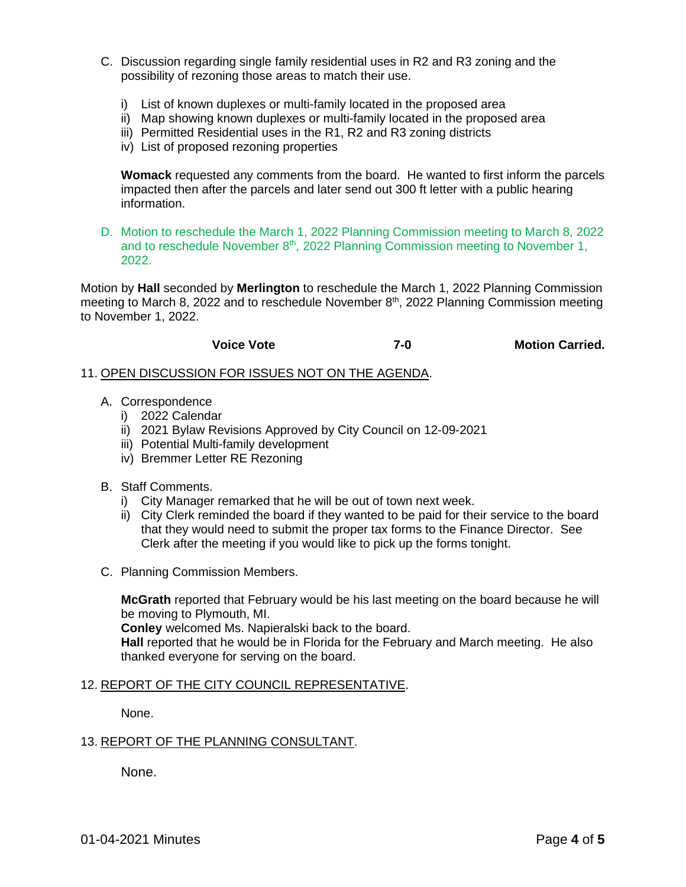C. Discussion regarding single family residential uses in R2 and R3 zoning and the possibility of rezoning those areas to match their use.

   i) List of known duplexes or multi-family located in the proposed area
   ii) Map showing known duplexes or multi-family located in the proposed area
   iii) Permitted Residential uses in the R1, R2 and R3 zoning districts
   iv) List of proposed rezoning properties

   **Womack** requested any comments from the board. He wanted to first inform the parcels impacted then after the parcels and later send out 300 ft letter with a public hearing information.

D. Motion to reschedule the March 1, 2022 Planning Commission meeting to March 8, 2022 and to reschedule November 8th, 2022 Planning Commission meeting to November 1, 2022.

Motion by **Hall** seconded by **Merlington** to reschedule the March 1, 2022 Planning Commission meeting to March 8, 2022 and to reschedule November 8th, 2022 Planning Commission meeting to November 1, 2022.

**Voice Vote** **7-0** **Motion Carried.**

11. OPEN DISCUSSION FOR ISSUES NOT ON THE AGENDA.

A. Correspondence
   i) 2022 Calendar
   ii) 2021 Bylaw Revisions Approved by City Council on 12-09-2021
   iii) Potential Multi-family development
   iv) Bremmer Letter RE Rezoning

B. Staff Comments.
   i) City Manager remarked that he will be out of town next week.
   ii) City Clerk reminded the board if they wanted to be paid for their service to the board that they would need to submit the proper tax forms to the Finance Director. See Clerk after the meeting if you would like to pick up the forms tonight.

C. Planning Commission Members.

   **McGrath** reported that February would be his last meeting on the board because he will be moving to Plymouth, MI.
   **Conley** welcomed Ms. Napieralski back to the board.
   **Hall** reported that he would be in Florida for the February and March meeting. He also thanked everyone for serving on the board.

12. REPORT OF THE CITY COUNCIL REPRESENTATIVE.

   None.

13. REPORT OF THE PLANNING CONSULTANT.

   None.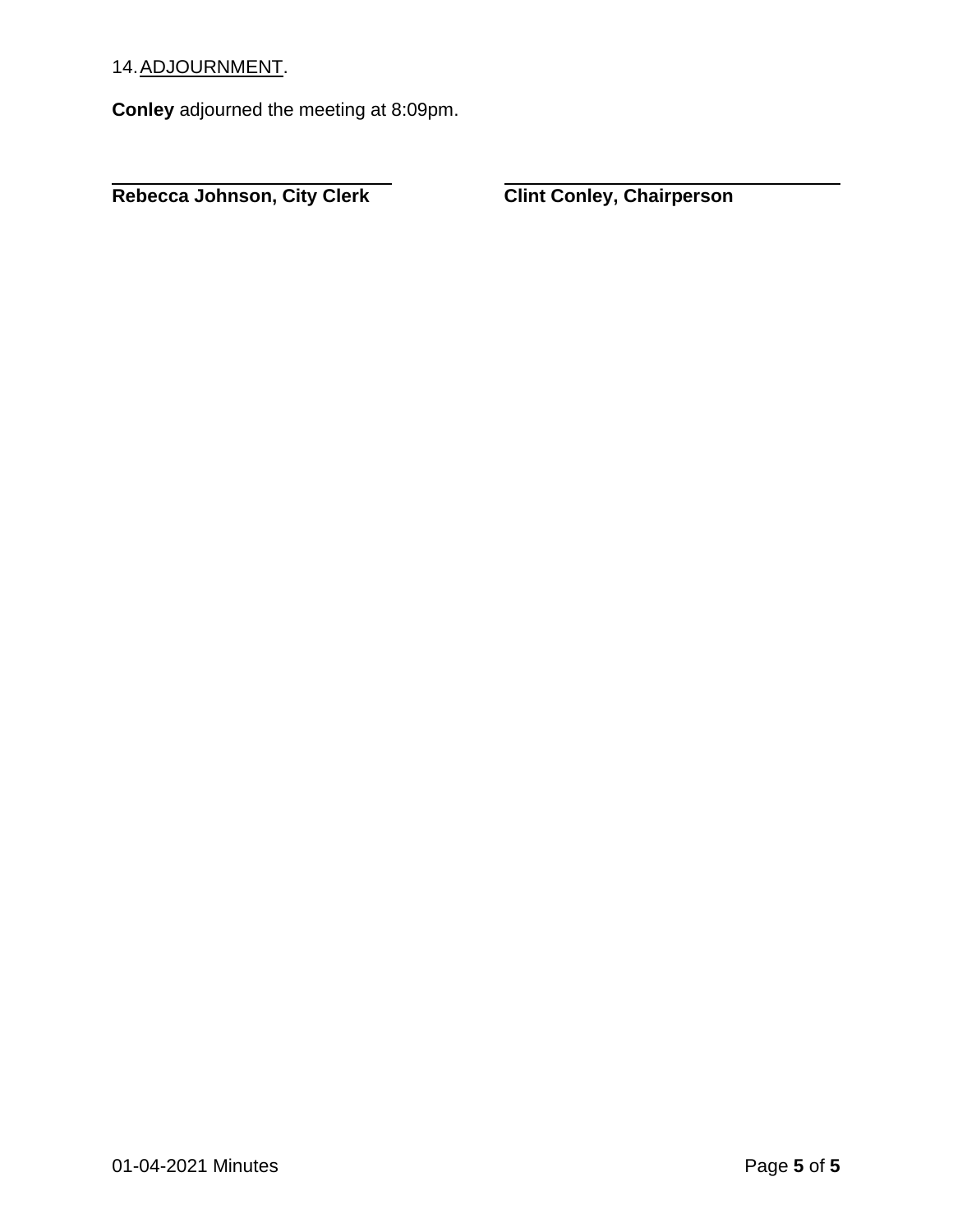14. ADJOURNMENT.

**Conley** adjourned the meeting at 8:09pm.

**Rebecca Johnson, City Clerk**

**Clint Conley, Chairperson**